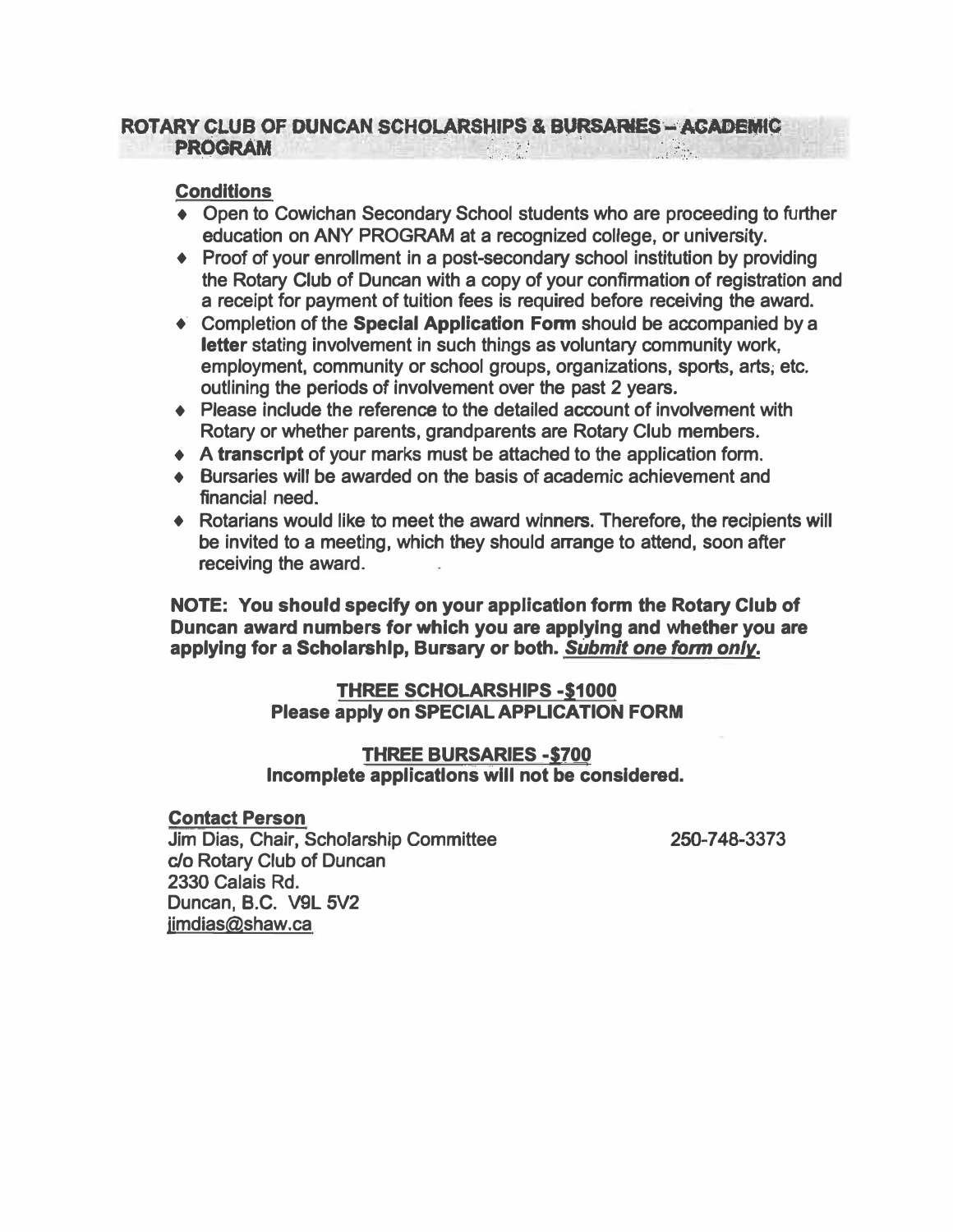## ROTARY CLUB OF DUNCAN SCHOLARSHIPS & BURSARIES – ACADEMIC PROGRAM

### Conditions

- Open to Cowichan Secondary School students who are proceeding to further education on ANY PROGRAM at a recognized college, or university.
- Proof of your enrollment in a post-secondary school institution by providing the Rotary Club of Duncan with a copy of your confirmation of registration and a receipt for payment of tuition fees is required before receiving the award.
- Completion of the **Special Application Form** should be accompanied by a **letter** stating involvement in such things as voluntary community work, employment, community or school groups, organizations, sports, arts, etc. outlining the periods of involvement over the past 2 years.
- Please include the reference to the detailed account of involvement with Rotary or whether parents, grandparents are Rotary Club members.
- A **transcript** of your marks must be attached to the application form.
- Bursaries will be awarded on the basis of academic achievement and financial need.
- Rotarians would like to meet the award winners. Therefore, the recipients will be invited to a meeting, which they should arrange to attend, soon after receiving the award.

**NOTE: You should specify on your application form the Rotary Club of Duncan award numbers for which you are applying and whether you are applying for a Scholarship, Bursary or both. *Submit one form only.***

**THREE SCHOLARSHIPS -$1000**
**Please apply on SPECIAL APPLICATION FORM**

**THREE BURSARIES -$700**
**Incomplete applications will not be considered.**

### Contact Person

Jim Dias, Chair, Scholarship Committee 250-748-3373
c/o Rotary Club of Duncan
2330 Calais Rd.
Duncan, B.C. V9L 5V2
jimdias@shaw.ca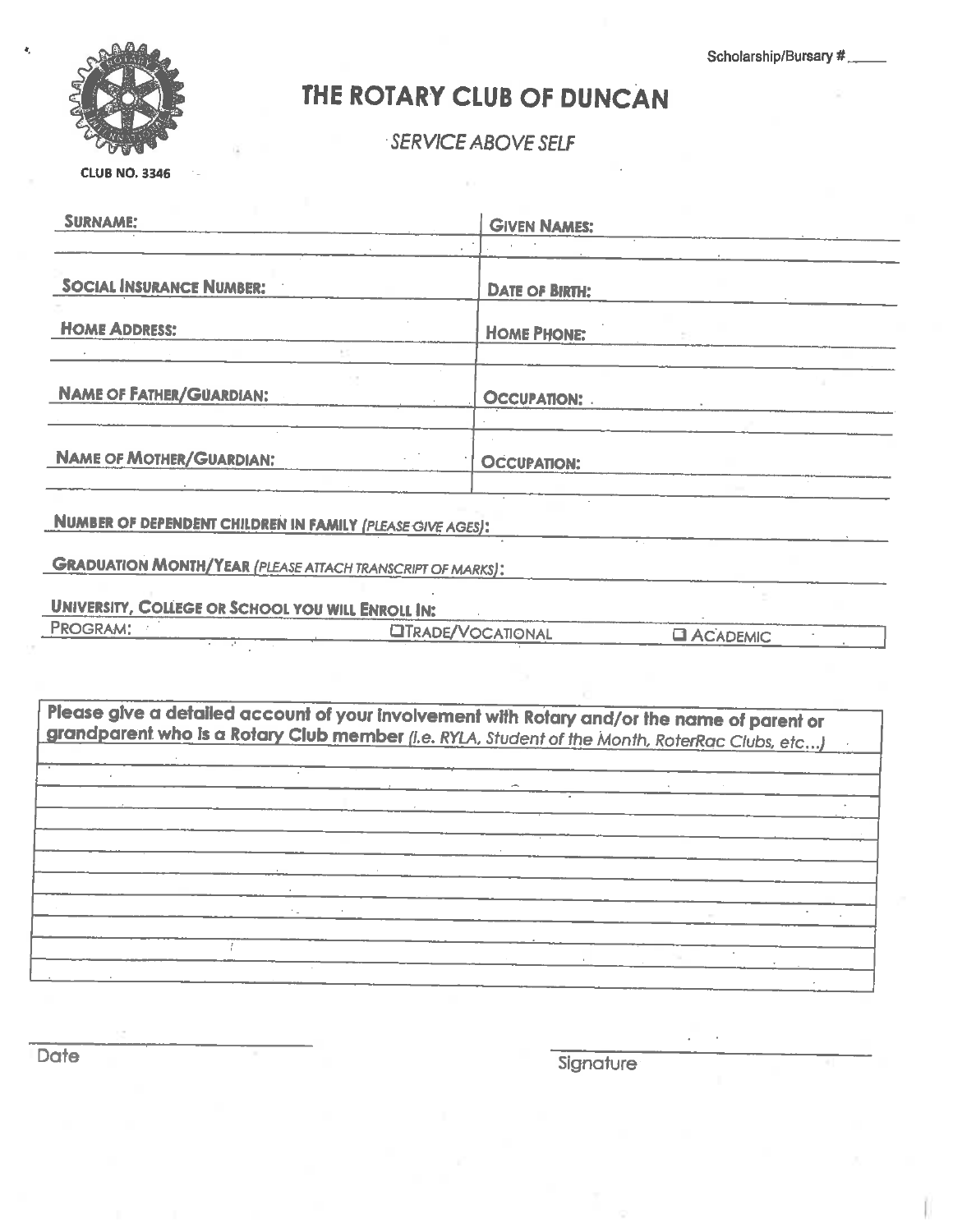Scholarship/Bursary # _____

# THE ROTARY CLUB OF DUNCAN

*SERVICE ABOVE SELF*

CLUB NO. 3346

| **SURNAME:** | **GIVEN NAMES:** |
|---|---|
| | |
| **SOCIAL INSURANCE NUMBER:** | **DATE OF BIRTH:** |
| **HOME ADDRESS:** | **HOME PHONE:** |
| | |
| **NAME OF FATHER/GUARDIAN:** | **OCCUPATION:** |
| | |
| **NAME OF MOTHER/GUARDIAN:** | **OCCUPATION:** |
| | |

**NUMBER OF DEPENDENT CHILDREN IN FAMILY** *(PLEASE GIVE AGES)*:

**GRADUATION MONTH/YEAR** *(PLEASE ATTACH TRANSCRIPT OF MARKS)*:

**UNIVERSITY, COLLEGE OR SCHOOL YOU WILL ENROLL IN:**

PROGRAM: ☐ TRADE/VOCATIONAL ☐ ACADEMIC

**Please give a detailed account of your involvement with Rotary and/or the name of parent or grandparent who is a Rotary Club member** *(i.e. RYLA, Student of the Month, RoterRac Clubs, etc...)*

_______________________________________________

_______________________________________________

_______________________________________________

_______________________________________________

_______________________________________________

_______________________________________________

_______________________________________________

_______________________________________________

_______________________ Date

_______________________ Signature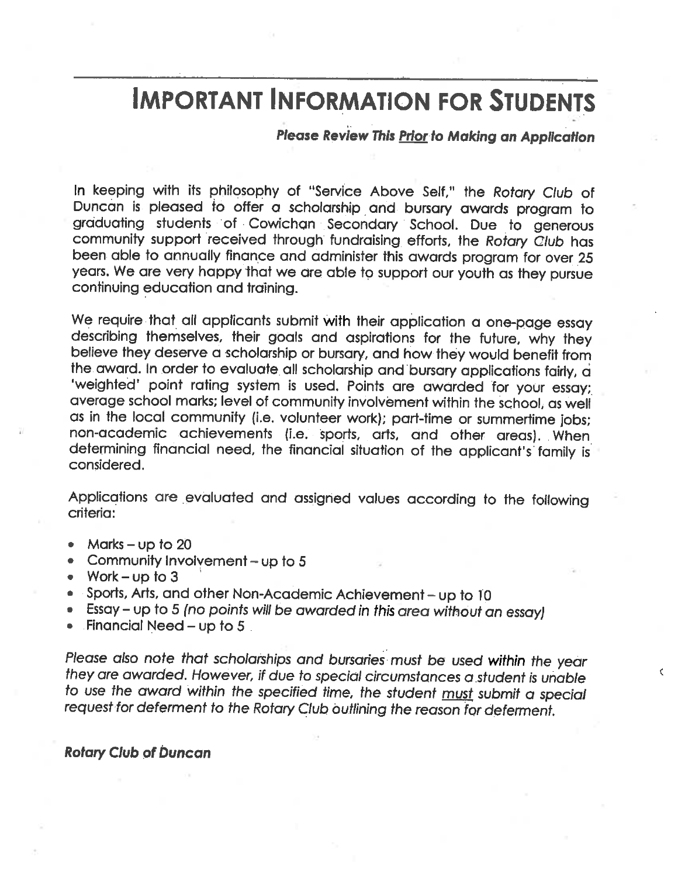# IMPORTANT INFORMATION FOR STUDENTS

***Please Review This Prior to Making an Application***

In keeping with its philosophy of "Service Above Self," the *Rotary Club* of Duncan is pleased to offer a scholarship and bursary awards program to graduating students of Cowichan Secondary School. Due to generous community support received through fundraising efforts, the *Rotary Club* has been able to annually finance and administer this awards program for over 25 years. We are very happy that we are able to support our youth as they pursue continuing education and training.

We require that all applicants submit with their application a one-page essay describing themselves, their goals and aspirations for the future, why they believe they deserve a scholarship or bursary, and how they would benefit from the award. In order to evaluate all scholarship and bursary applications fairly, a 'weighted' point rating system is used. Points are awarded for your essay; average school marks; level of community involvement within the school, as well as in the local community (i.e. volunteer work); part-time or summertime jobs; non-academic achievements (i.e. sports, arts, and other areas). When determining financial need, the financial situation of the applicant's family is considered.

Applications are evaluated and assigned values according to the following criteria:

- Marks – up to 20
- Community Involvement – up to 5
- Work – up to 3
- Sports, Arts, and other Non-Academic Achievement – up to 10
- Essay – up to 5 *(no points will be awarded in this area without an essay)*
- Financial Need – up to 5

*Please also note that scholarships and bursaries must be used within the year they are awarded. However, if due to special circumstances a student is unable to use the award within the specified time, the student must submit a special request for deferment to the Rotary Club outlining the reason for deferment.*

***Rotary Club of Duncan***